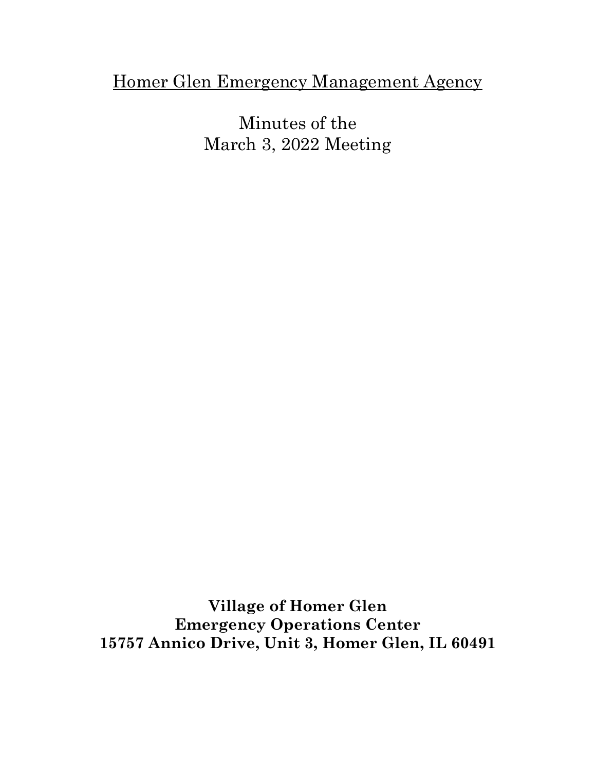# Homer Glen Emergency Management Agency

Minutes of the
March 3, 2022 Meeting

**Village of Homer Glen**
**Emergency Operations Center**
**15757 Annico Drive, Unit 3, Homer Glen, IL 60491**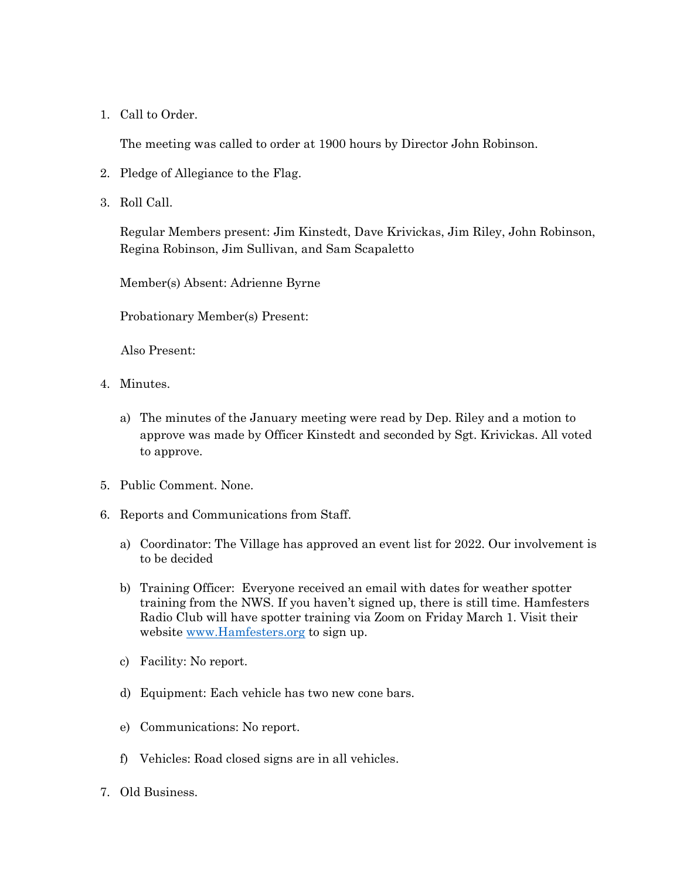1. Call to Order.

   The meeting was called to order at 1900 hours by Director John Robinson.

2. Pledge of Allegiance to the Flag.

3. Roll Call.

   Regular Members present: Jim Kinstedt, Dave Krivickas, Jim Riley, John Robinson, Regina Robinson, Jim Sullivan, and Sam Scapaletto

   Member(s) Absent: Adrienne Byrne

   Probationary Member(s) Present:

   Also Present:

4. Minutes.

   a) The minutes of the January meeting were read by Dep. Riley and a motion to approve was made by Officer Kinstedt and seconded by Sgt. Krivickas. All voted to approve.

5. Public Comment. None.

6. Reports and Communications from Staff.

   a) Coordinator: The Village has approved an event list for 2022. Our involvement is to be decided

   b) Training Officer: Everyone received an email with dates for weather spotter training from the NWS. If you haven't signed up, there is still time. Hamfesters Radio Club will have spotter training via Zoom on Friday March 1. Visit their website [www.Hamfesters.org](http://www.Hamfesters.org) to sign up.

   c) Facility: No report.

   d) Equipment: Each vehicle has two new cone bars.

   e) Communications: No report.

   f) Vehicles: Road closed signs are in all vehicles.

7. Old Business.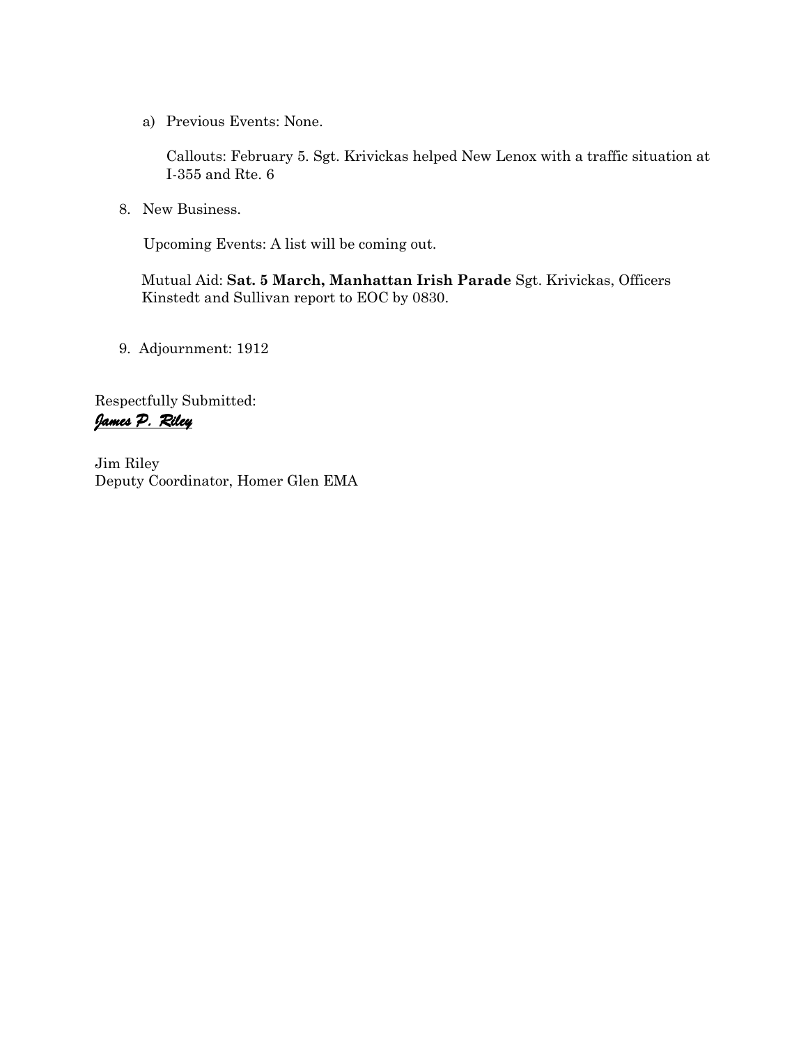a) Previous Events: None.

   Callouts: February 5. Sgt. Krivickas helped New Lenox with a traffic situation at I-355 and Rte. 6

8. New Business.

   Upcoming Events: A list will be coming out.

   Mutual Aid: **Sat. 5 March, Manhattan Irish Parade** Sgt. Krivickas, Officers Kinstedt and Sullivan report to EOC by 0830.

9. Adjournment: 1912

Respectfully Submitted:
*James P. Riley*

Jim Riley
Deputy Coordinator, Homer Glen EMA